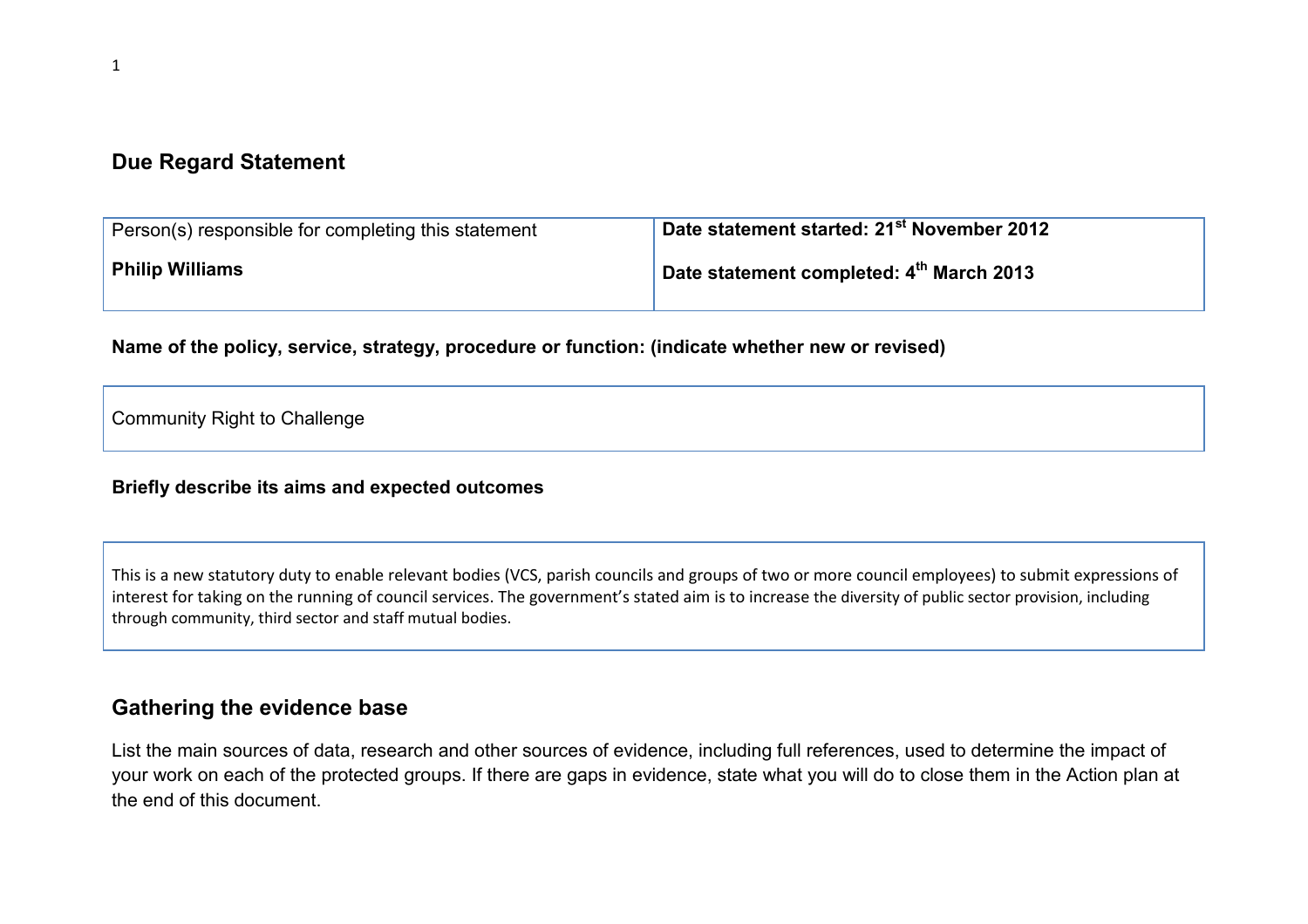## Due Regard Statement

| Person(s) responsible for completing this statement<br><br>**Philip Williams** | **Date statement started: 21st November 2012**<br><br>**Date statement completed: 4th March 2013** |
|---|---|

**Name of the policy, service, strategy, procedure or function: (indicate whether new or revised)**

| Community Right to Challenge |
|---|

**Briefly describe its aims and expected outcomes**

| This is a new statutory duty to enable relevant bodies (VCS, parish councils and groups of two or more council employees) to submit expressions of interest for taking on the running of council services. The government's stated aim is to increase the diversity of public sector provision, including through community, third sector and staff mutual bodies. |
|---|

## Gathering the evidence base

List the main sources of data, research and other sources of evidence, including full references, used to determine the impact of your work on each of the protected groups. If there are gaps in evidence, state what you will do to close them in the Action plan at the end of this document.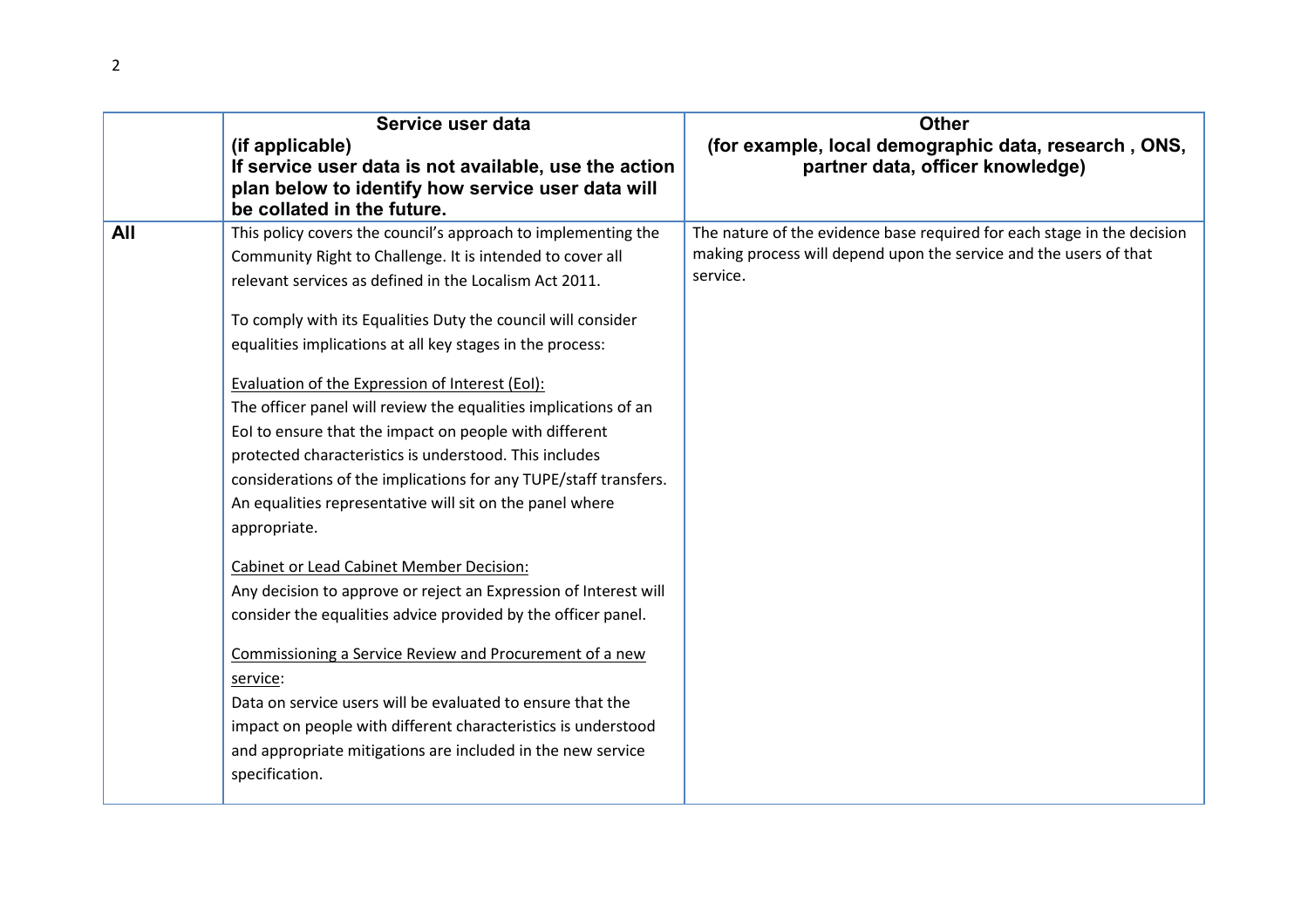| | **Service user data (if applicable) If service user data is not available, use the action plan below to identify how service user data will be collated in the future.** | **Other (for example, local demographic data, research , ONS, partner data, officer knowledge)** |
|---|---|---|
| **All** | This policy covers the council's approach to implementing the Community Right to Challenge. It is intended to cover all relevant services as defined in the Localism Act 2011.<br><br>To comply with its Equalities Duty the council will consider equalities implications at all key stages in the process:<br><br><u>Evaluation of the Expression of Interest (EoI):</u><br>The officer panel will review the equalities implications of an EoI to ensure that the impact on people with different protected characteristics is understood. This includes considerations of the implications for any TUPE/staff transfers. An equalities representative will sit on the panel where appropriate.<br><br><u>Cabinet or Lead Cabinet Member Decision:</u><br>Any decision to approve or reject an Expression of Interest will consider the equalities advice provided by the officer panel.<br><br><u>Commissioning a Service Review and Procurement of a new service</u>:<br>Data on service users will be evaluated to ensure that the impact on people with different characteristics is understood and appropriate mitigations are included in the new service specification. | The nature of the evidence base required for each stage in the decision making process will depend upon the service and the users of that service. |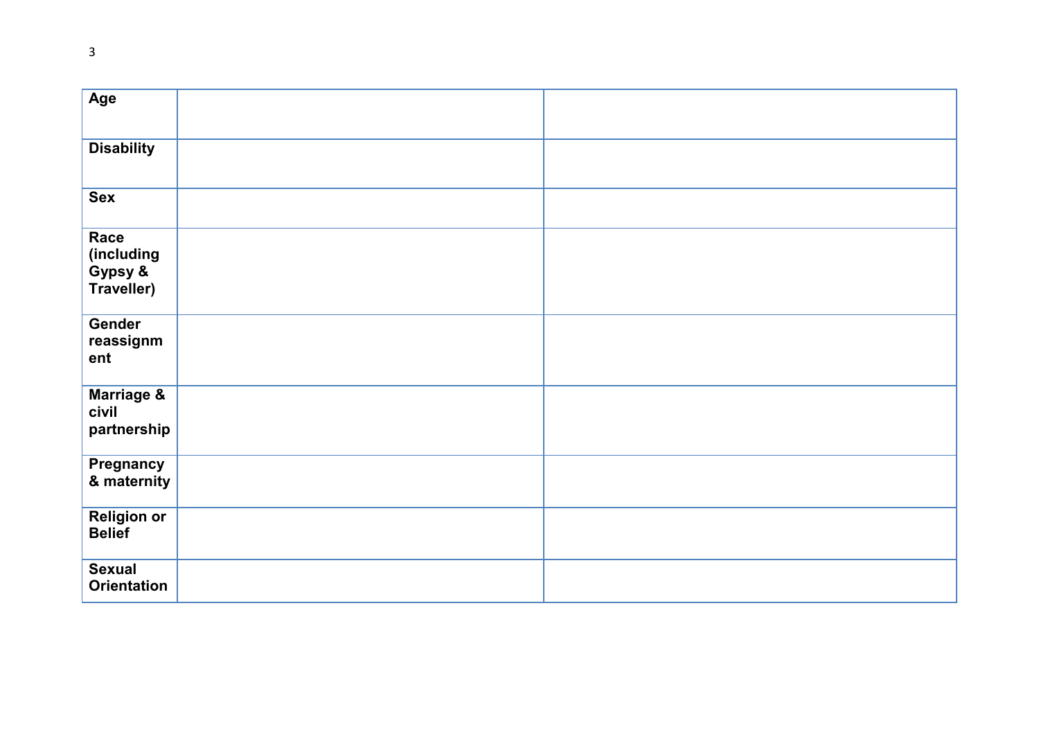| | | |
|---|---|---|
| **Age** | | |
| **Disability** | | |
| **Sex** | | |
| **Race (including Gypsy & Traveller)** | | |
| **Gender reassignment** | | |
| **Marriage & civil partnership** | | |
| **Pregnancy & maternity** | | |
| **Religion or Belief** | | |
| **Sexual Orientation** | | |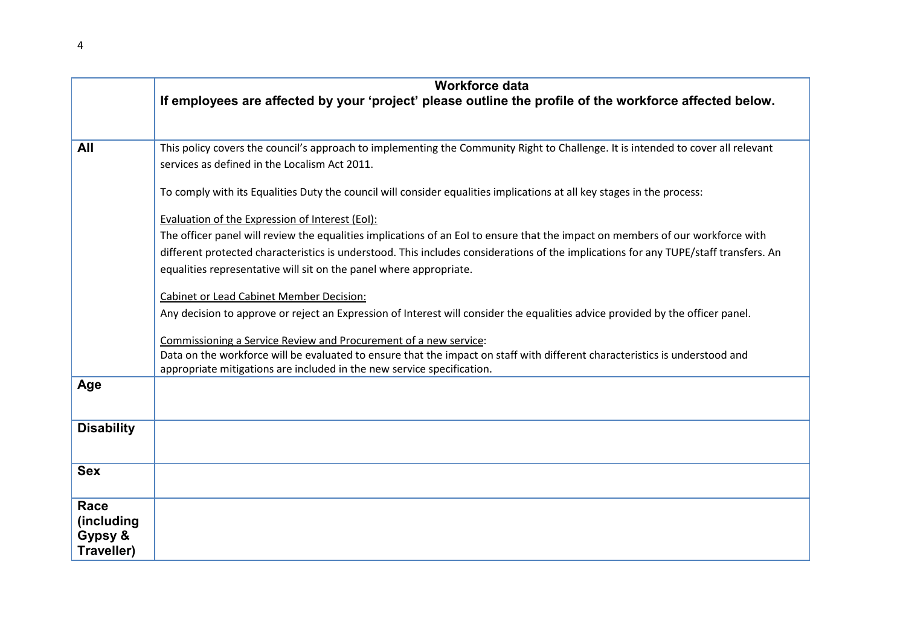| | **Workforce data**<br>**If employees are affected by your 'project' please outline the profile of the workforce affected below.** |
|---|---|
| **All** | This policy covers the council's approach to implementing the Community Right to Challenge. It is intended to cover all relevant services as defined in the Localism Act 2011.<br><br>To comply with its Equalities Duty the council will consider equalities implications at all key stages in the process:<br><br><u>Evaluation of the Expression of Interest (EoI):</u><br>The officer panel will review the equalities implications of an EoI to ensure that the impact on members of our workforce with different protected characteristics is understood. This includes considerations of the implications for any TUPE/staff transfers. An equalities representative will sit on the panel where appropriate.<br><br><u>Cabinet or Lead Cabinet Member Decision:</u><br>Any decision to approve or reject an Expression of Interest will consider the equalities advice provided by the officer panel.<br><br><u>Commissioning a Service Review and Procurement of a new service</u>:<br>Data on the workforce will be evaluated to ensure that the impact on staff with different characteristics is understood and appropriate mitigations are included in the new service specification. |
| **Age** | |
| **Disability** | |
| **Sex** | |
| **Race (including Gypsy & Traveller)** | |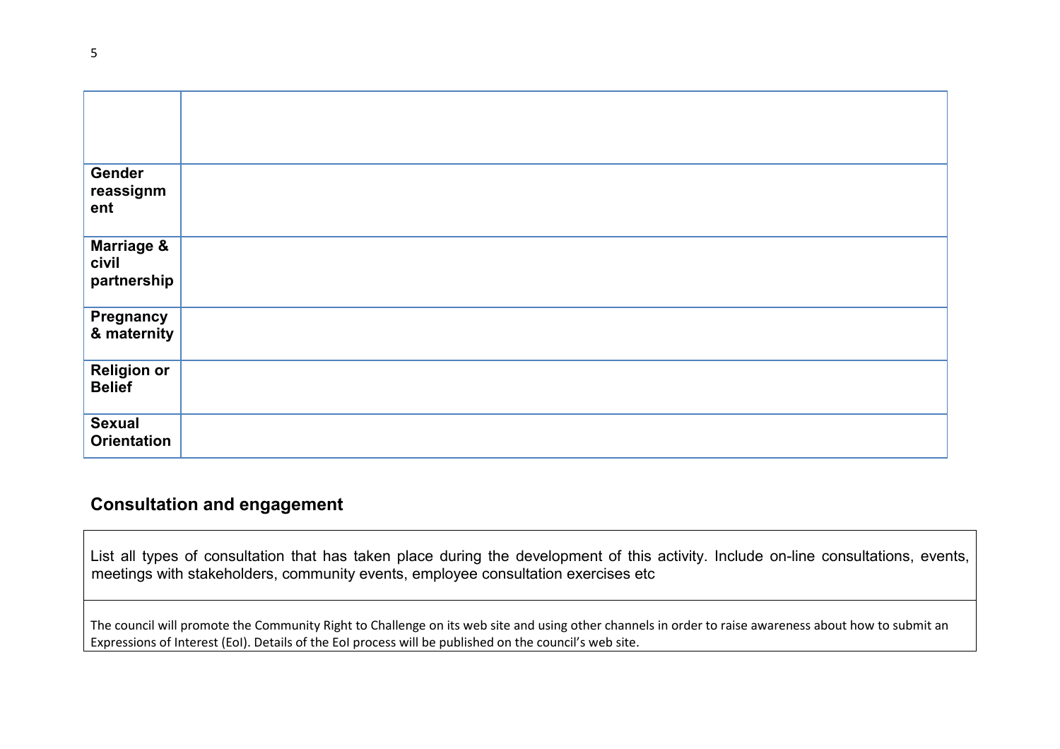| | |
|---|---|
| | |
| **Gender reassignment** | |
| **Marriage & civil partnership** | |
| **Pregnancy & maternity** | |
| **Religion or Belief** | |
| **Sexual Orientation** | |

## Consultation and engagement

| List all types of consultation that has taken place during the development of this activity. Include on-line consultations, events, meetings with stakeholders, community events, employee consultation exercises etc |
|---|
| The council will promote the Community Right to Challenge on its web site and using other channels in order to raise awareness about how to submit an Expressions of Interest (EoI). Details of the EoI process will be published on the council's web site. |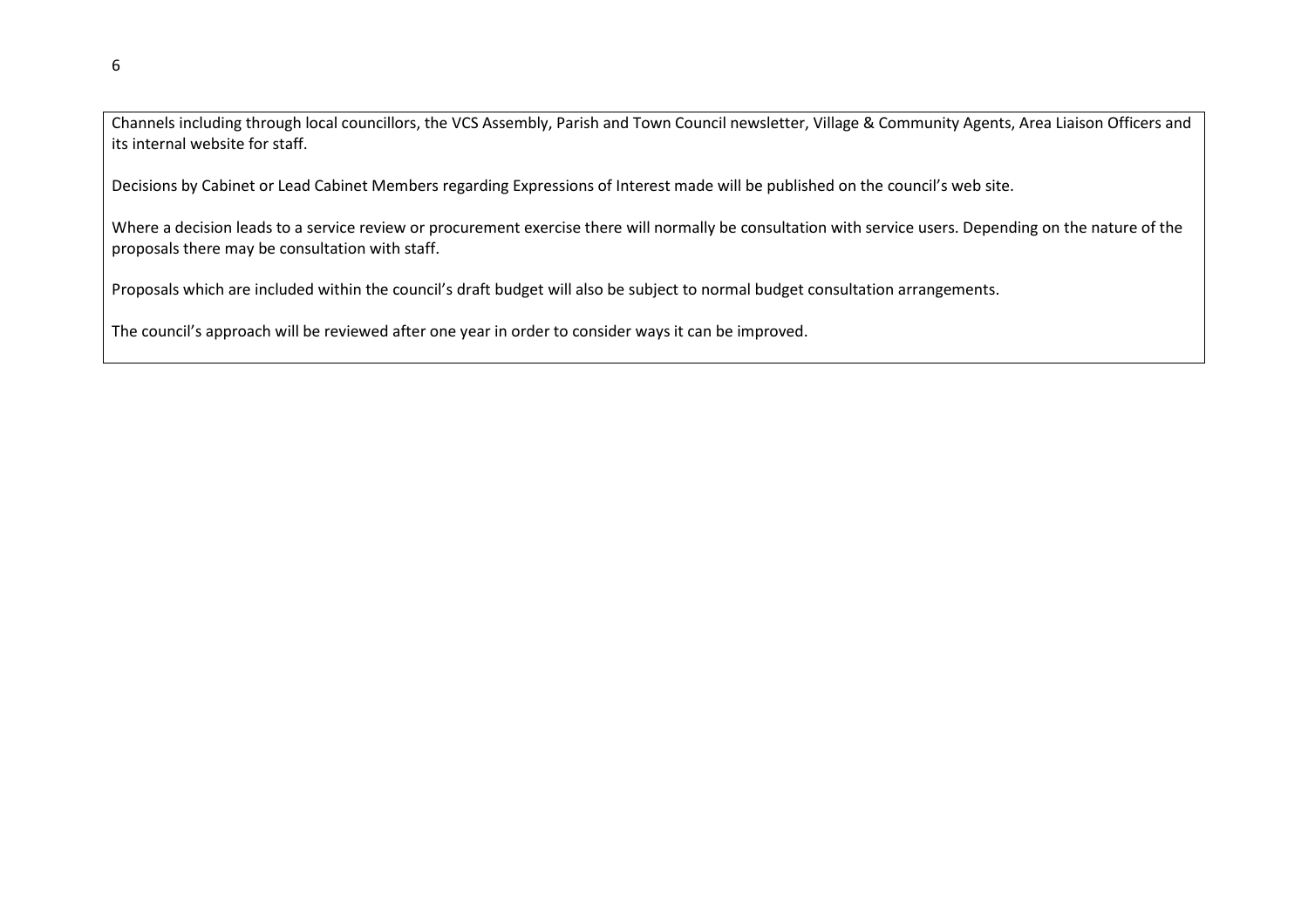Channels including through local councillors, the VCS Assembly, Parish and Town Council newsletter, Village & Community Agents, Area Liaison Officers and its internal website for staff.

Decisions by Cabinet or Lead Cabinet Members regarding Expressions of Interest made will be published on the council's web site.

Where a decision leads to a service review or procurement exercise there will normally be consultation with service users. Depending on the nature of the proposals there may be consultation with staff.

Proposals which are included within the council's draft budget will also be subject to normal budget consultation arrangements.

The council's approach will be reviewed after one year in order to consider ways it can be improved.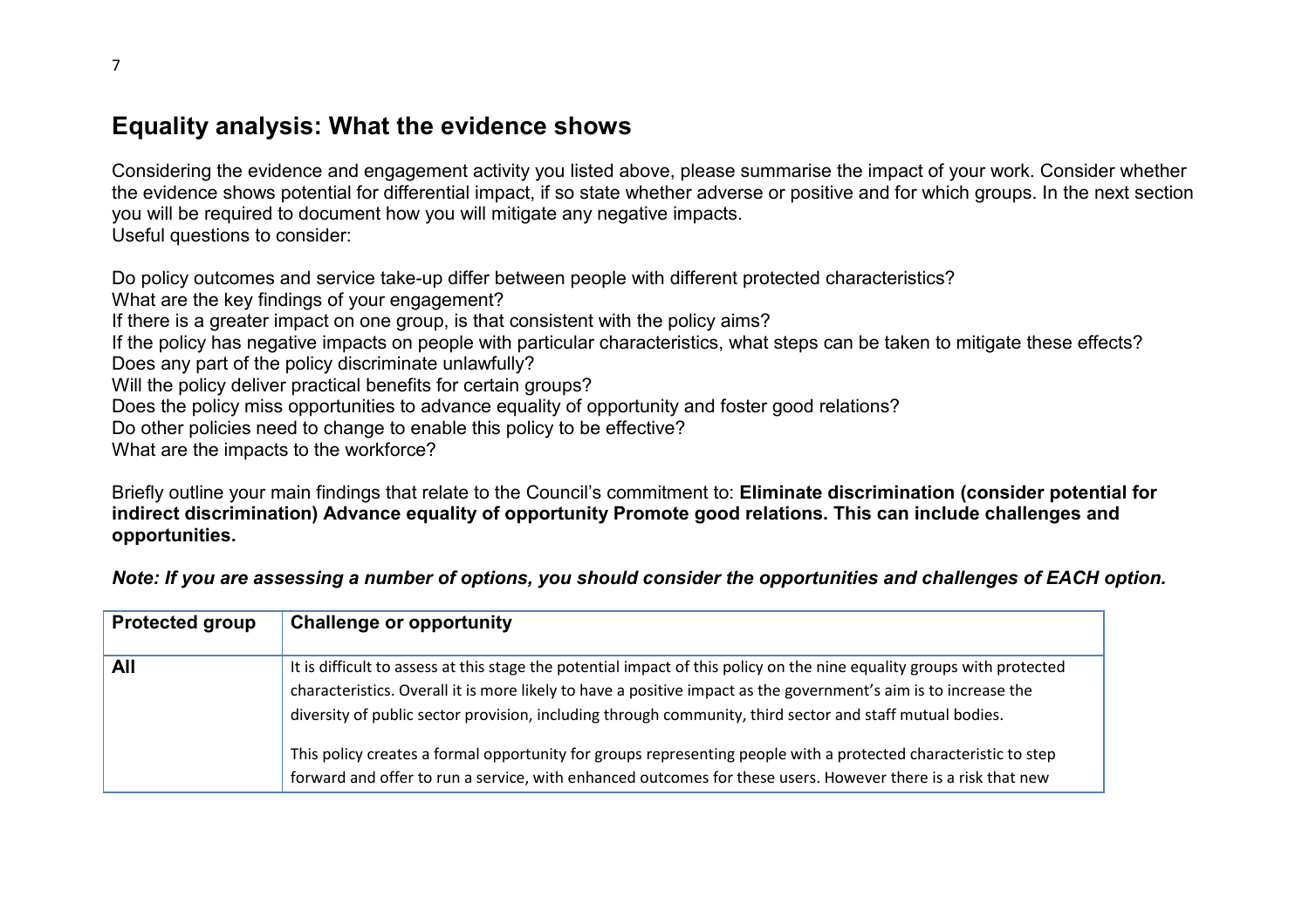## Equality analysis: What the evidence shows

Considering the evidence and engagement activity you listed above, please summarise the impact of your work. Consider whether the evidence shows potential for differential impact, if so state whether adverse or positive and for which groups. In the next section you will be required to document how you will mitigate any negative impacts.
Useful questions to consider:

Do policy outcomes and service take-up differ between people with different protected characteristics?
What are the key findings of your engagement?
If there is a greater impact on one group, is that consistent with the policy aims?
If the policy has negative impacts on people with particular characteristics, what steps can be taken to mitigate these effects?
Does any part of the policy discriminate unlawfully?
Will the policy deliver practical benefits for certain groups?
Does the policy miss opportunities to advance equality of opportunity and foster good relations?
Do other policies need to change to enable this policy to be effective?
What are the impacts to the workforce?

Briefly outline your main findings that relate to the Council's commitment to: **Eliminate discrimination (consider potential for indirect discrimination) Advance equality of opportunity Promote good relations. This can include challenges and opportunities.**

***Note: If you are assessing a number of options, you should consider the opportunities and challenges of EACH option.***

| Protected group | Challenge or opportunity |
|---|---|
| **All** | It is difficult to assess at this stage the potential impact of this policy on the nine equality groups with protected characteristics. Overall it is more likely to have a positive impact as the government's aim is to increase the diversity of public sector provision, including through community, third sector and staff mutual bodies.<br><br>This policy creates a formal opportunity for groups representing people with a protected characteristic to step forward and offer to run a service, with enhanced outcomes for these users. However there is a risk that new |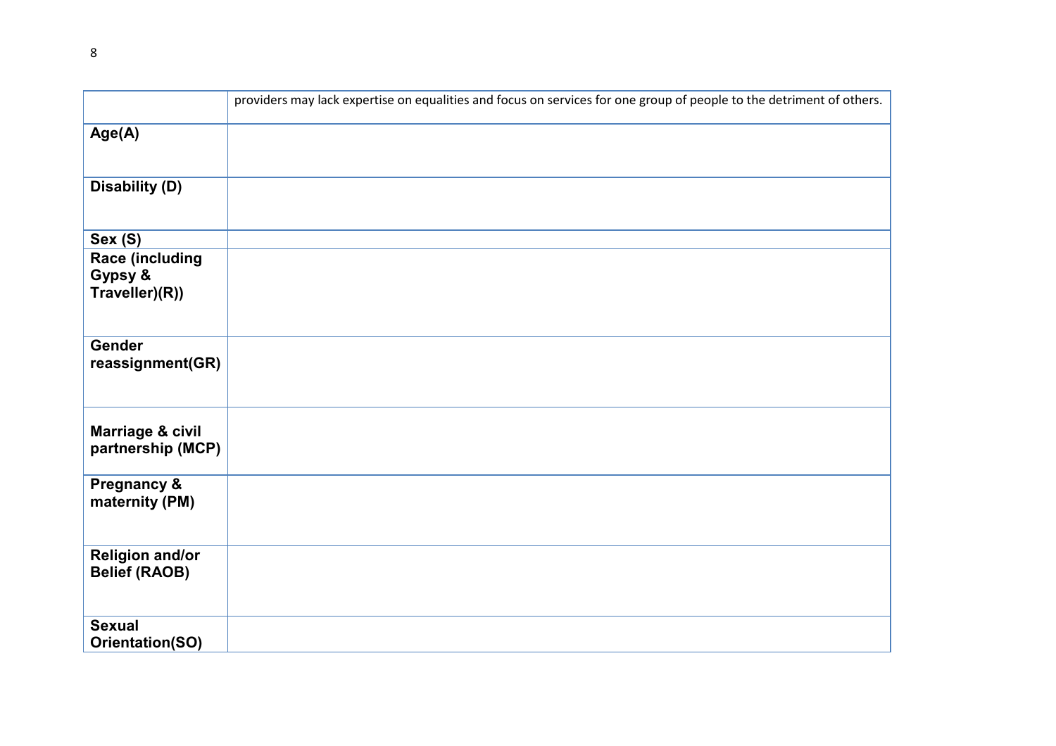| | providers may lack expertise on equalities and focus on services for one group of people to the detriment of others. |
|---|---|
| **Age(A)** | |
| **Disability (D)** | |
| **Sex (S)** | |
| **Race (including Gypsy & Traveller)(R))** | |
| **Gender reassignment(GR)** | |
| **Marriage & civil partnership (MCP)** | |
| **Pregnancy & maternity (PM)** | |
| **Religion and/or Belief (RAOB)** | |
| **Sexual Orientation(SO)** | |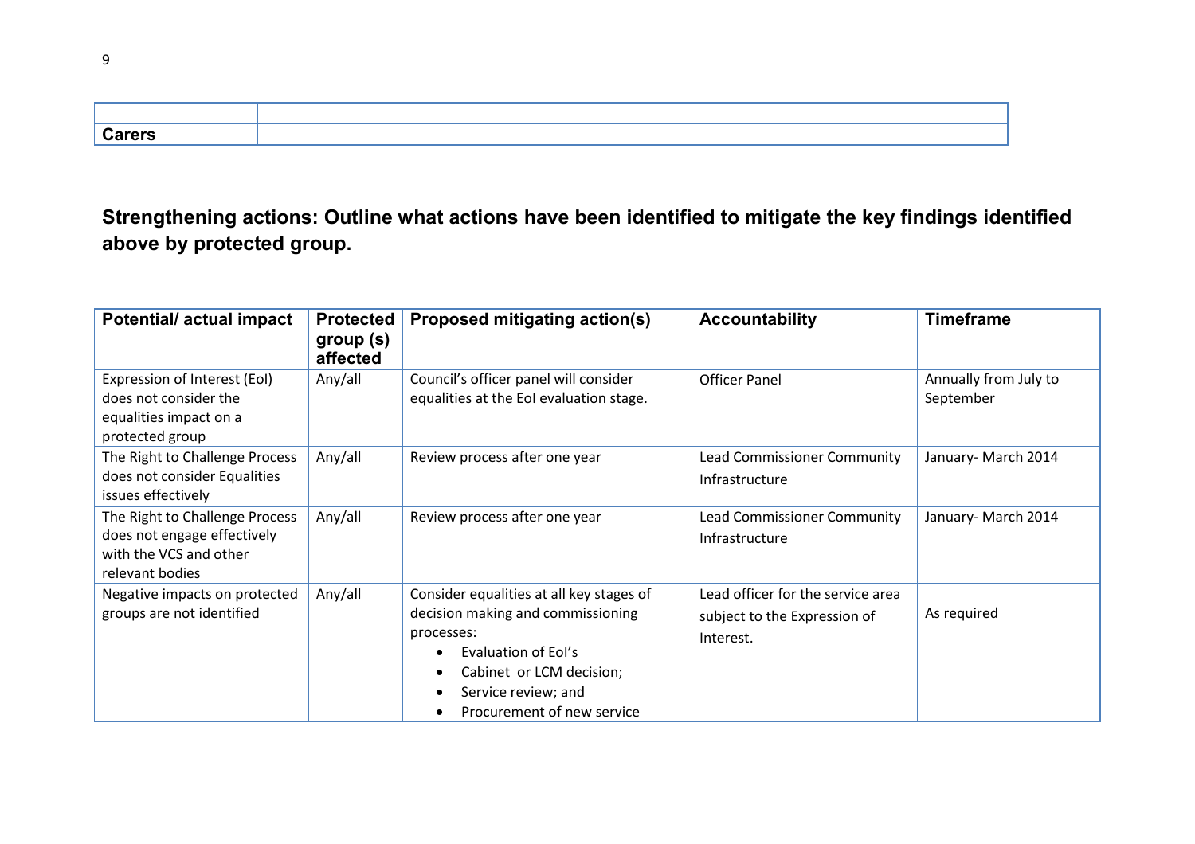| | |
|---|---|
| | |
| **Carers** | |

## Strengthening actions: Outline what actions have been identified to mitigate the key findings identified above by protected group.

| Potential/ actual impact | Protected group (s) affected | Proposed mitigating action(s) | Accountability | Timeframe |
|---|---|---|---|---|
| Expression of Interest (EoI) does not consider the equalities impact on a protected group | Any/all | Council's officer panel will consider equalities at the EoI evaluation stage. | Officer Panel | Annually from July to September |
| The Right to Challenge Process does not consider Equalities issues effectively | Any/all | Review process after one year | Lead Commissioner Community Infrastructure | January- March 2014 |
| The Right to Challenge Process does not engage effectively with the VCS and other relevant bodies | Any/all | Review process after one year | Lead Commissioner Community Infrastructure | January- March 2014 |
| Negative impacts on protected groups are not identified | Any/all | Consider equalities at all key stages of decision making and commissioning processes:<br>• Evaluation of EoI's<br>• Cabinet or LCM decision;<br>• Service review; and<br>• Procurement of new service | Lead officer for the service area subject to the Expression of Interest. | As required |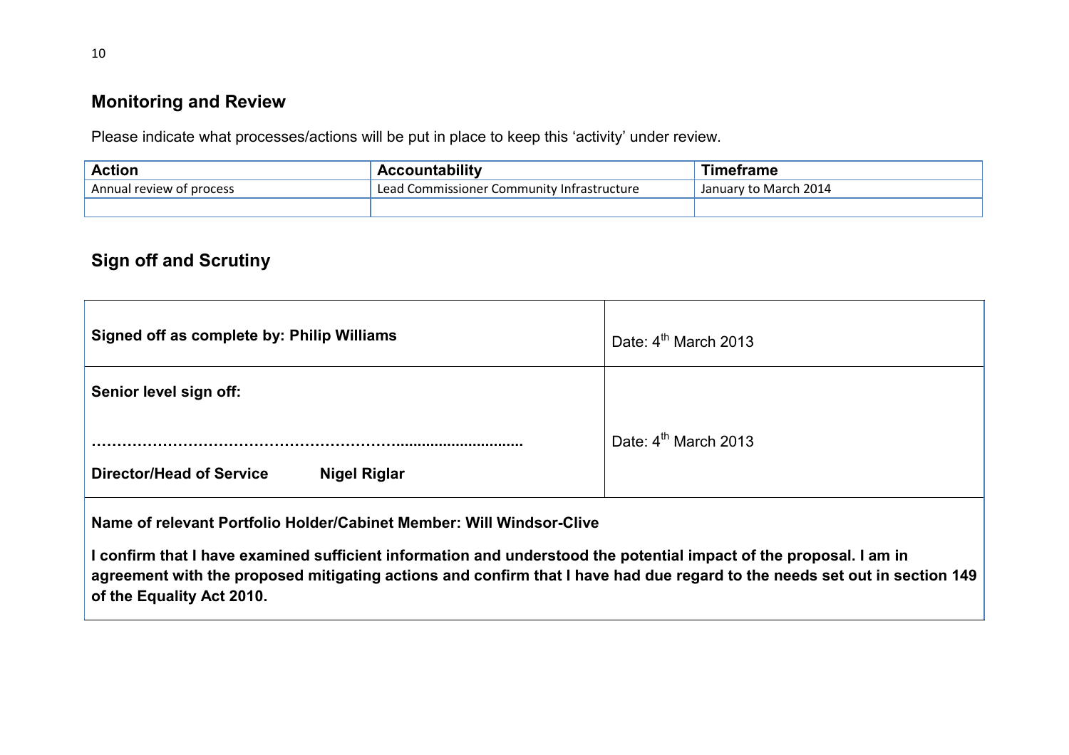## Monitoring and Review

Please indicate what processes/actions will be put in place to keep this 'activity' under review.

| Action | Accountability | Timeframe |
|---|---|---|
| Annual review of process | Lead Commissioner Community Infrastructure | January to March 2014 |
| | | |

## Sign off and Scrutiny

| | |
|---|---|
| **Signed off as complete by: Philip Williams** | Date: 4th March 2013 |
| **Senior level sign off:**<br><br>**…………………………………………………….........................**<br><br>**Director/Head of Service Nigel Riglar** | Date: 4th March 2013 |
| **Name of relevant Portfolio Holder/Cabinet Member: Will Windsor-Clive**<br><br>**I confirm that I have examined sufficient information and understood the potential impact of the proposal. I am in agreement with the proposed mitigating actions and confirm that I have had due regard to the needs set out in section 149 of the Equality Act 2010.** | |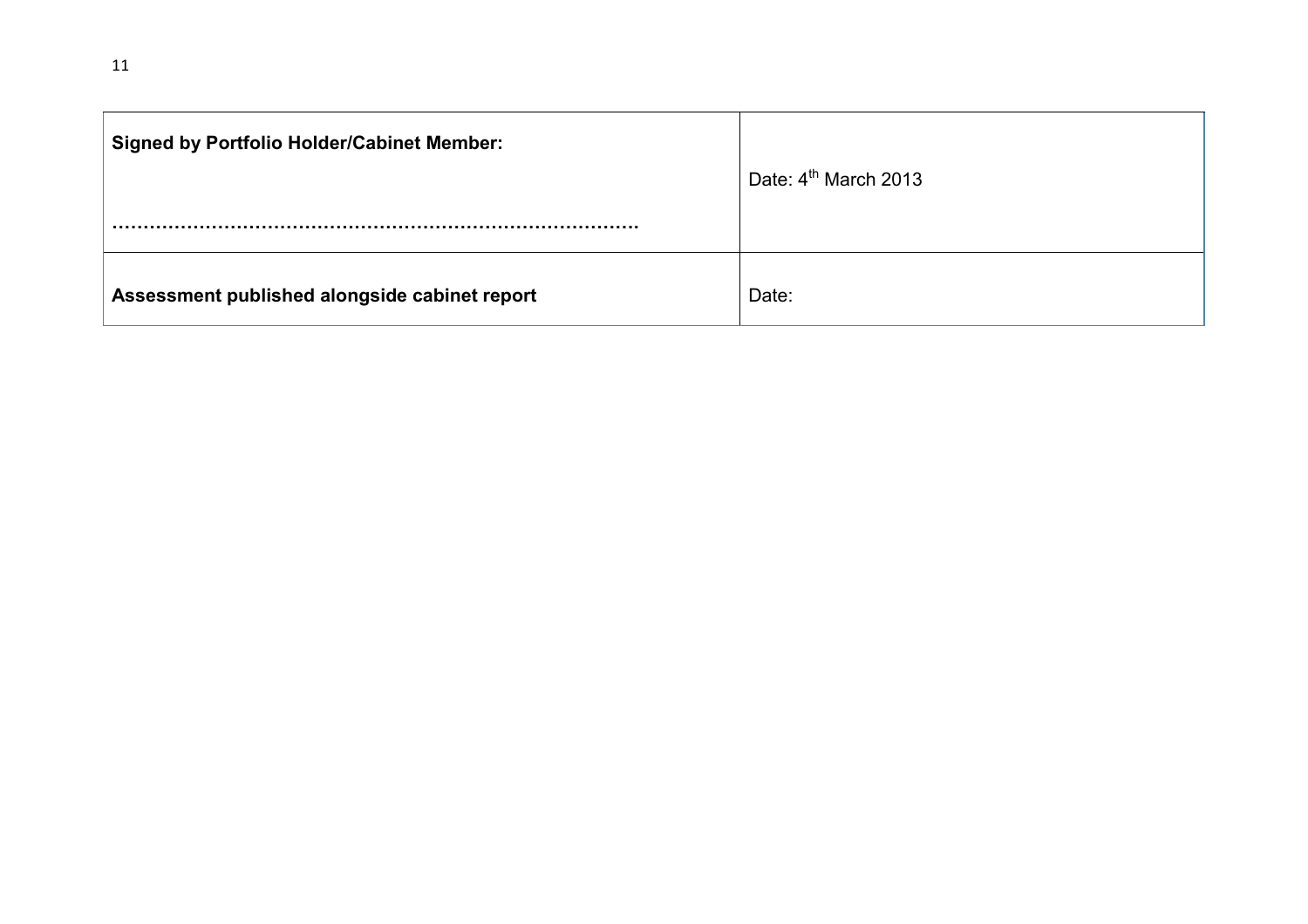| | |
|---|---|
| **Signed by Portfolio Holder/Cabinet Member:**<br><br>**…………………………………………………………………………** | Date: 4th March 2013 |
| **Assessment published alongside cabinet report** | Date: |